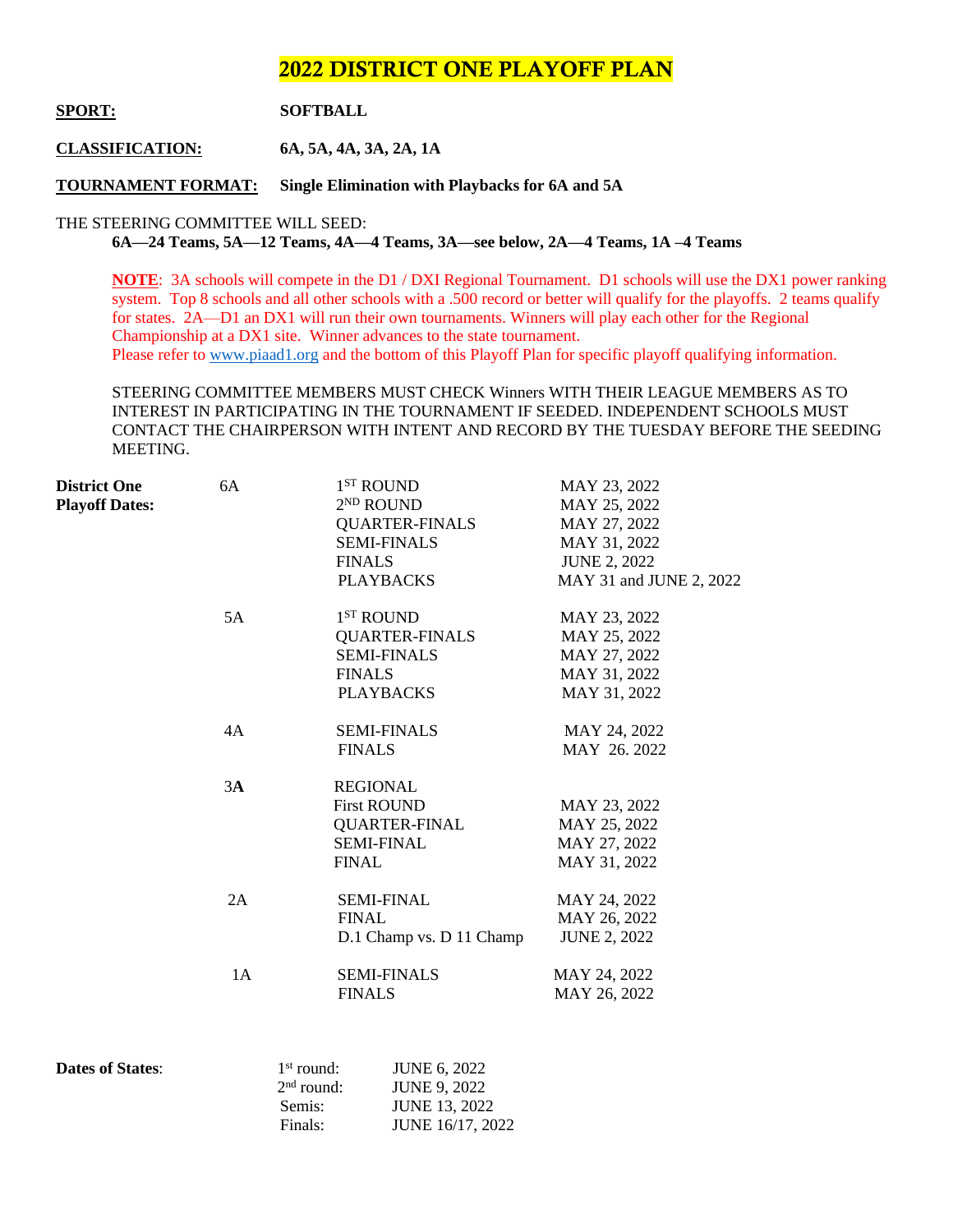# 2022 DISTRICT ONE PLAYOFF PLAN

**SPORT:** **SOFTBALL**

**CLASSIFICATION:** **6A, 5A, 4A, 3A, 2A, 1A**

**TOURNAMENT FORMAT:** **Single Elimination with Playbacks for 6A and 5A**

THE STEERING COMMITTEE WILL SEED:

**6A—24 Teams, 5A—12 Teams, 4A—4 Teams, 3A—see below, 2A—4 Teams, 1A –4 Teams**

**NOTE**: 3A schools will compete in the D1 / DXI Regional Tournament. D1 schools will use the DX1 power ranking system. Top 8 schools and all other schools with a .500 record or better will qualify for the playoffs. 2 teams qualify for states. 2A—D1 an DX1 will run their own tournaments. Winners will play each other for the Regional Championship at a DX1 site. Winner advances to the state tournament.
Please refer to www.piaad1.org and the bottom of this Playoff Plan for specific playoff qualifying information.

STEERING COMMITTEE MEMBERS MUST CHECK Winners WITH THEIR LEAGUE MEMBERS AS TO INTEREST IN PARTICIPATING IN THE TOURNAMENT IF SEEDED. INDEPENDENT SCHOOLS MUST CONTACT THE CHAIRPERSON WITH INTENT AND RECORD BY THE TUESDAY BEFORE THE SEEDING MEETING.

| **District One Playoff Dates:** | Class | Round | Date |
|---|---|---|---|
| | 6A | 1ST ROUND | MAY 23, 2022 |
| | | 2ND ROUND | MAY 25, 2022 |
| | | QUARTER-FINALS | MAY 27, 2022 |
| | | SEMI-FINALS | MAY 31, 2022 |
| | | FINALS | JUNE 2, 2022 |
| | | PLAYBACKS | MAY 31 and JUNE 2, 2022 |
| | 5A | 1ST ROUND | MAY 23, 2022 |
| | | QUARTER-FINALS | MAY 25, 2022 |
| | | SEMI-FINALS | MAY 27, 2022 |
| | | FINALS | MAY 31, 2022 |
| | | PLAYBACKS | MAY 31, 2022 |
| | 4A | SEMI-FINALS | MAY 24, 2022 |
| | | FINALS | MAY 26. 2022 |
| | 3A | REGIONAL | |
| | | First ROUND | MAY 23, 2022 |
| | | QUARTER-FINAL | MAY 25, 2022 |
| | | SEMI-FINAL | MAY 27, 2022 |
| | | FINAL | MAY 31, 2022 |
| | 2A | SEMI-FINAL | MAY 24, 2022 |
| | | FINAL | MAY 26, 2022 |
| | | D.1 Champ vs. D 11 Champ | JUNE 2, 2022 |
| | 1A | SEMI-FINALS | MAY 24, 2022 |
| | | FINALS | MAY 26, 2022 |

| **Dates of States**: | Round | Date |
|---|---|---|
| | 1st round: | JUNE 6, 2022 |
| | 2nd round: | JUNE 9, 2022 |
| | Semis: | JUNE 13, 2022 |
| | Finals: | JUNE 16/17, 2022 |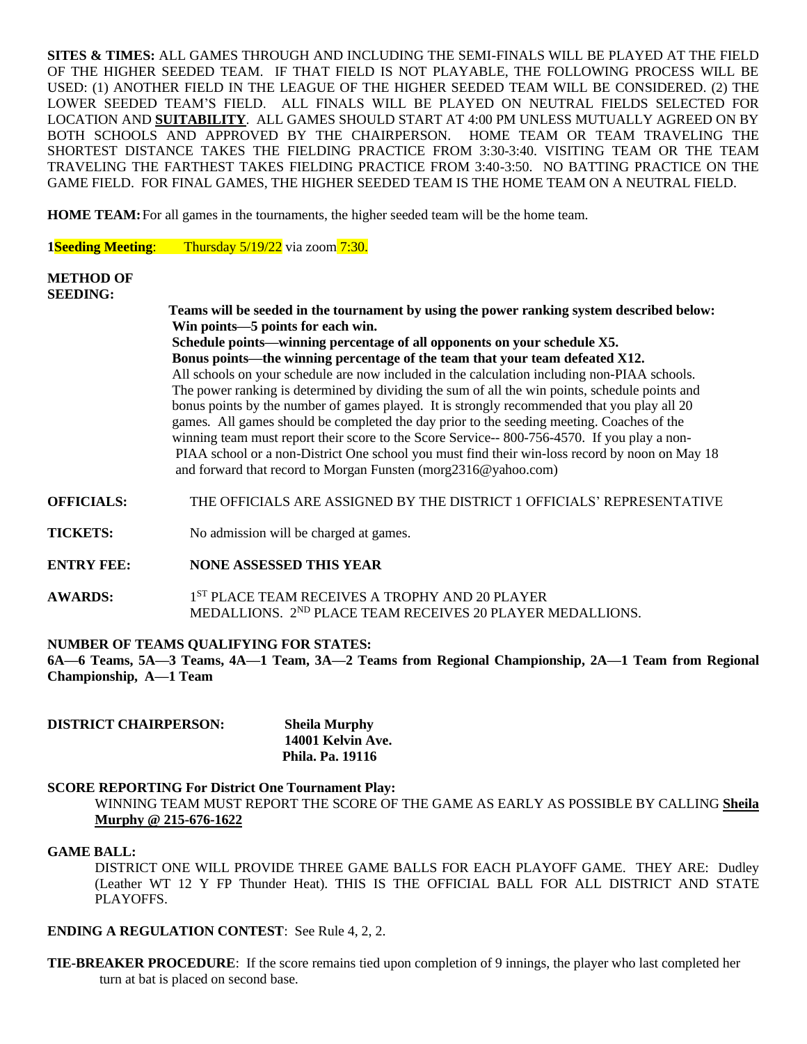**SITES & TIMES:** ALL GAMES THROUGH AND INCLUDING THE SEMI-FINALS WILL BE PLAYED AT THE FIELD OF THE HIGHER SEEDED TEAM. IF THAT FIELD IS NOT PLAYABLE, THE FOLLOWING PROCESS WILL BE USED: (1) ANOTHER FIELD IN THE LEAGUE OF THE HIGHER SEEDED TEAM WILL BE CONSIDERED. (2) THE LOWER SEEDED TEAM'S FIELD. ALL FINALS WILL BE PLAYED ON NEUTRAL FIELDS SELECTED FOR LOCATION AND **SUITABILITY**. ALL GAMES SHOULD START AT 4:00 PM UNLESS MUTUALLY AGREED ON BY BOTH SCHOOLS AND APPROVED BY THE CHAIRPERSON. HOME TEAM OR TEAM TRAVELING THE SHORTEST DISTANCE TAKES THE FIELDING PRACTICE FROM 3:30-3:40. VISITING TEAM OR THE TEAM TRAVELING THE FARTHEST TAKES FIELDING PRACTICE FROM 3:40-3:50. NO BATTING PRACTICE ON THE GAME FIELD. FOR FINAL GAMES, THE HIGHER SEEDED TEAM IS THE HOME TEAM ON A NEUTRAL FIELD.

**HOME TEAM:** For all games in the tournaments, the higher seeded team will be the home team.

**1Seeding Meeting**: Thursday 5/19/22 via zoom 7:30.

**METHOD OF SEEDING:**

**Teams will be seeded in the tournament by using the power ranking system described below:**
**Win points—5 points for each win.**
**Schedule points—winning percentage of all opponents on your schedule X5.**
**Bonus points—the winning percentage of the team that your team defeated X12.**
All schools on your schedule are now included in the calculation including non-PIAA schools. The power ranking is determined by dividing the sum of all the win points, schedule points and bonus points by the number of games played. It is strongly recommended that you play all 20 games. All games should be completed the day prior to the seeding meeting. Coaches of the winning team must report their score to the Score Service-- 800-756-4570. If you play a non-PIAA school or a non-District One school you must find their win-loss record by noon on May 18 and forward that record to Morgan Funsten (morg2316@yahoo.com)

**OFFICIALS:** THE OFFICIALS ARE ASSIGNED BY THE DISTRICT 1 OFFICIALS' REPRESENTATIVE

**TICKETS:** No admission will be charged at games.

**ENTRY FEE:** **NONE ASSESSED THIS YEAR**

**AWARDS:** 1ST PLACE TEAM RECEIVES A TROPHY AND 20 PLAYER MEDALLIONS. 2ND PLACE TEAM RECEIVES 20 PLAYER MEDALLIONS.

**NUMBER OF TEAMS QUALIFYING FOR STATES:**
**6A—6 Teams, 5A—3 Teams, 4A—1 Team, 3A—2 Teams from Regional Championship, 2A—1 Team from Regional Championship, A—1 Team**

**DISTRICT CHAIRPERSON:** **Sheila Murphy**
**14001 Kelvin Ave.**
**Phila. Pa. 19116**

**SCORE REPORTING For District One Tournament Play:**

WINNING TEAM MUST REPORT THE SCORE OF THE GAME AS EARLY AS POSSIBLE BY CALLING **Sheila Murphy @ 215-676-1622**

**GAME BALL:**

DISTRICT ONE WILL PROVIDE THREE GAME BALLS FOR EACH PLAYOFF GAME. THEY ARE: Dudley (Leather WT 12 Y FP Thunder Heat). THIS IS THE OFFICIAL BALL FOR ALL DISTRICT AND STATE PLAYOFFS.

**ENDING A REGULATION CONTEST**: See Rule 4, 2, 2.

**TIE-BREAKER PROCEDURE**: If the score remains tied upon completion of 9 innings, the player who last completed her turn at bat is placed on second base.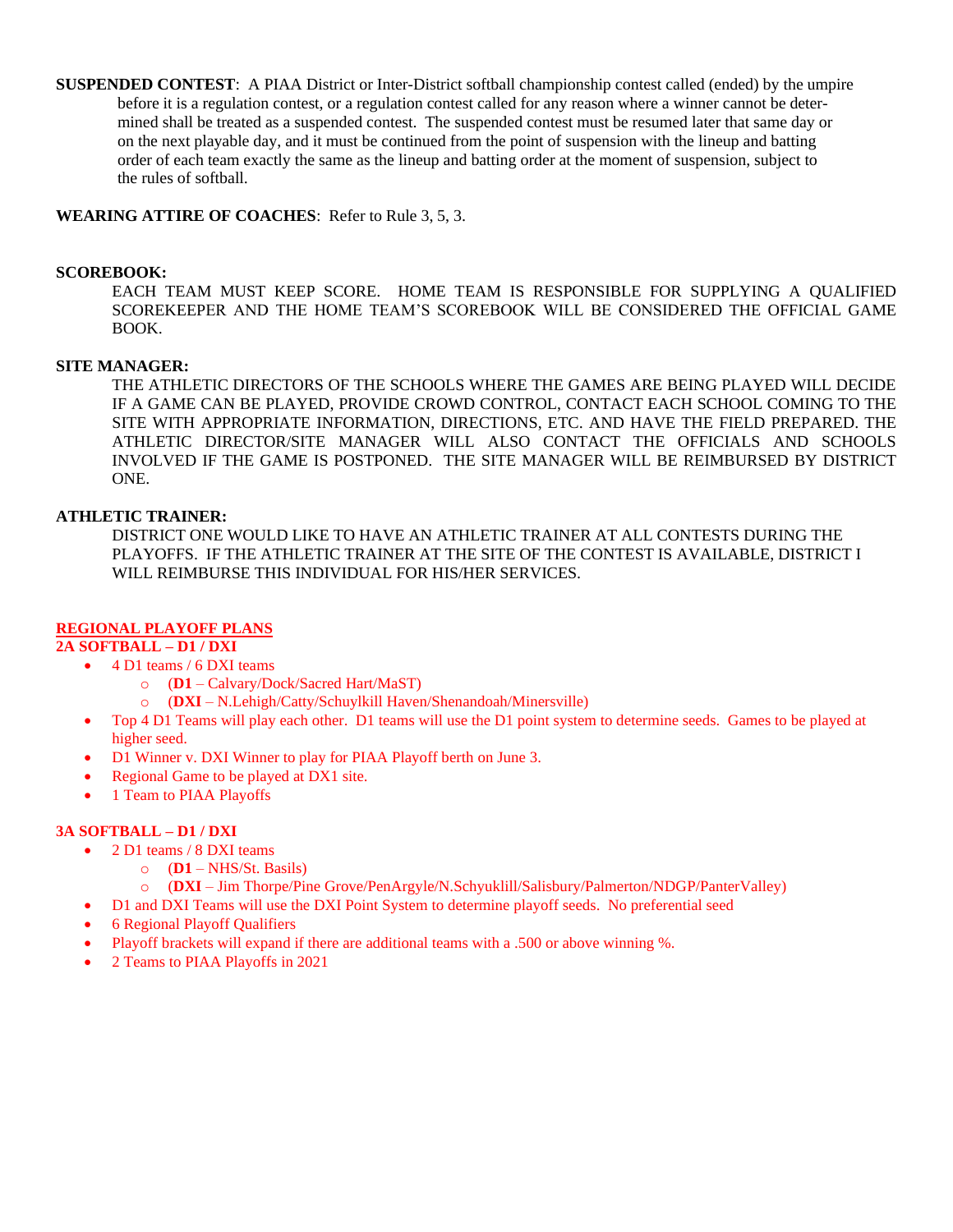**SUSPENDED CONTEST**: A PIAA District or Inter-District softball championship contest called (ended) by the umpire before it is a regulation contest, or a regulation contest called for any reason where a winner cannot be determined shall be treated as a suspended contest. The suspended contest must be resumed later that same day or on the next playable day, and it must be continued from the point of suspension with the lineup and batting order of each team exactly the same as the lineup and batting order at the moment of suspension, subject to the rules of softball.

**WEARING ATTIRE OF COACHES**: Refer to Rule 3, 5, 3.

**SCOREBOOK:**

EACH TEAM MUST KEEP SCORE. HOME TEAM IS RESPONSIBLE FOR SUPPLYING A QUALIFIED SCOREKEEPER AND THE HOME TEAM'S SCOREBOOK WILL BE CONSIDERED THE OFFICIAL GAME BOOK.

**SITE MANAGER:**

THE ATHLETIC DIRECTORS OF THE SCHOOLS WHERE THE GAMES ARE BEING PLAYED WILL DECIDE IF A GAME CAN BE PLAYED, PROVIDE CROWD CONTROL, CONTACT EACH SCHOOL COMING TO THE SITE WITH APPROPRIATE INFORMATION, DIRECTIONS, ETC. AND HAVE THE FIELD PREPARED. THE ATHLETIC DIRECTOR/SITE MANAGER WILL ALSO CONTACT THE OFFICIALS AND SCHOOLS INVOLVED IF THE GAME IS POSTPONED. THE SITE MANAGER WILL BE REIMBURSED BY DISTRICT ONE.

**ATHLETIC TRAINER:**

DISTRICT ONE WOULD LIKE TO HAVE AN ATHLETIC TRAINER AT ALL CONTESTS DURING THE PLAYOFFS. IF THE ATHLETIC TRAINER AT THE SITE OF THE CONTEST IS AVAILABLE, DISTRICT I WILL REIMBURSE THIS INDIVIDUAL FOR HIS/HER SERVICES.

**REGIONAL PLAYOFF PLANS**

**2A SOFTBALL – D1 / DXI**

- 4 D1 teams / 6 DXI teams
  - (**D1** – Calvary/Dock/Sacred Hart/MaST)
  - (**DXI** – N.Lehigh/Catty/Schuylkill Haven/Shenandoah/Minersville)
- Top 4 D1 Teams will play each other. D1 teams will use the D1 point system to determine seeds. Games to be played at higher seed.
- D1 Winner v. DXI Winner to play for PIAA Playoff berth on June 3.
- Regional Game to be played at DX1 site.
- 1 Team to PIAA Playoffs

**3A SOFTBALL – D1 / DXI**

- 2 D1 teams / 8 DXI teams
  - (**D1** – NHS/St. Basils)
  - (**DXI** – Jim Thorpe/Pine Grove/PenArgyle/N.Schyuklill/Salisbury/Palmerton/NDGP/PanterValley)
- D1 and DXI Teams will use the DXI Point System to determine playoff seeds. No preferential seed
- 6 Regional Playoff Qualifiers
- Playoff brackets will expand if there are additional teams with a .500 or above winning %.
- 2 Teams to PIAA Playoffs in 2021